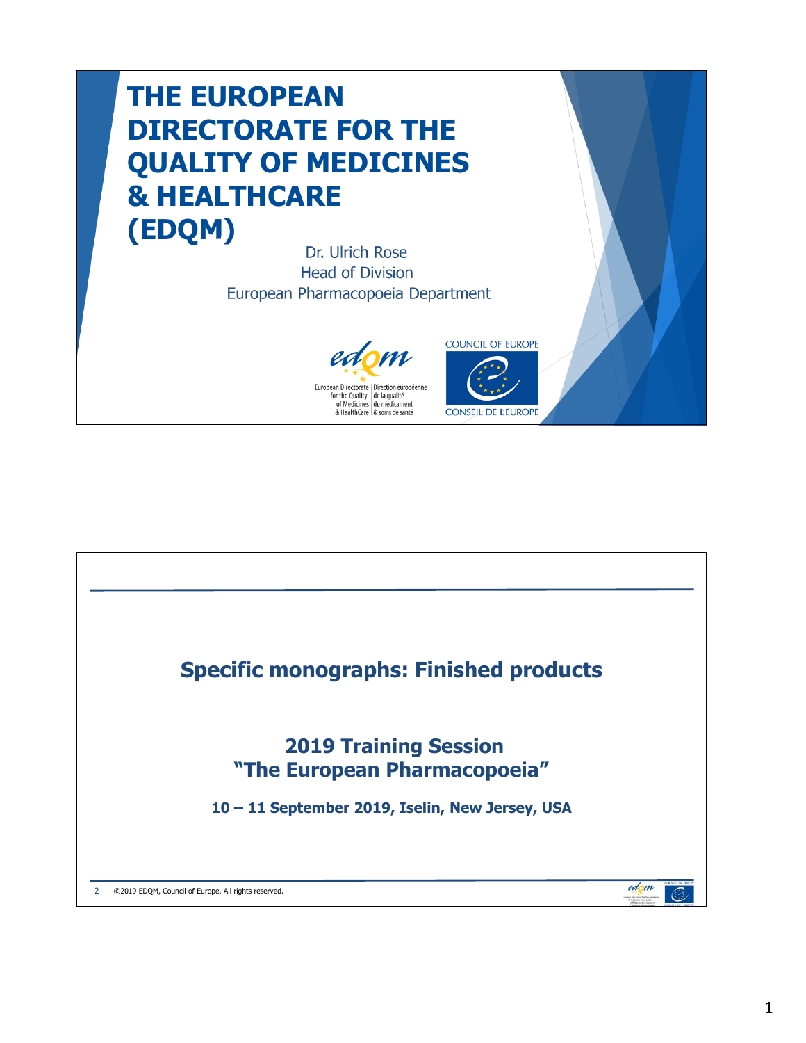# THE EUROPEAN DIRECTORATE FOR THE QUALITY OF MEDICINES & HEALTHCARE (EDQM)

Dr. Ulrich Rose
Head of Division
European Pharmacopoeia Department

European Directorate for the Quality of Medicines & HealthCare | Direction européenne de la qualité du médicament & soins de santé

COUNCIL OF EUROPE
CONSEIL DE L'EUROPE

---

## Specific monographs: Finished products

**2019 Training Session**
**"The European Pharmacopoeia"**

**10 – 11 September 2019, Iselin, New Jersey, USA**

©2019 EDQM, Council of Europe. All rights reserved.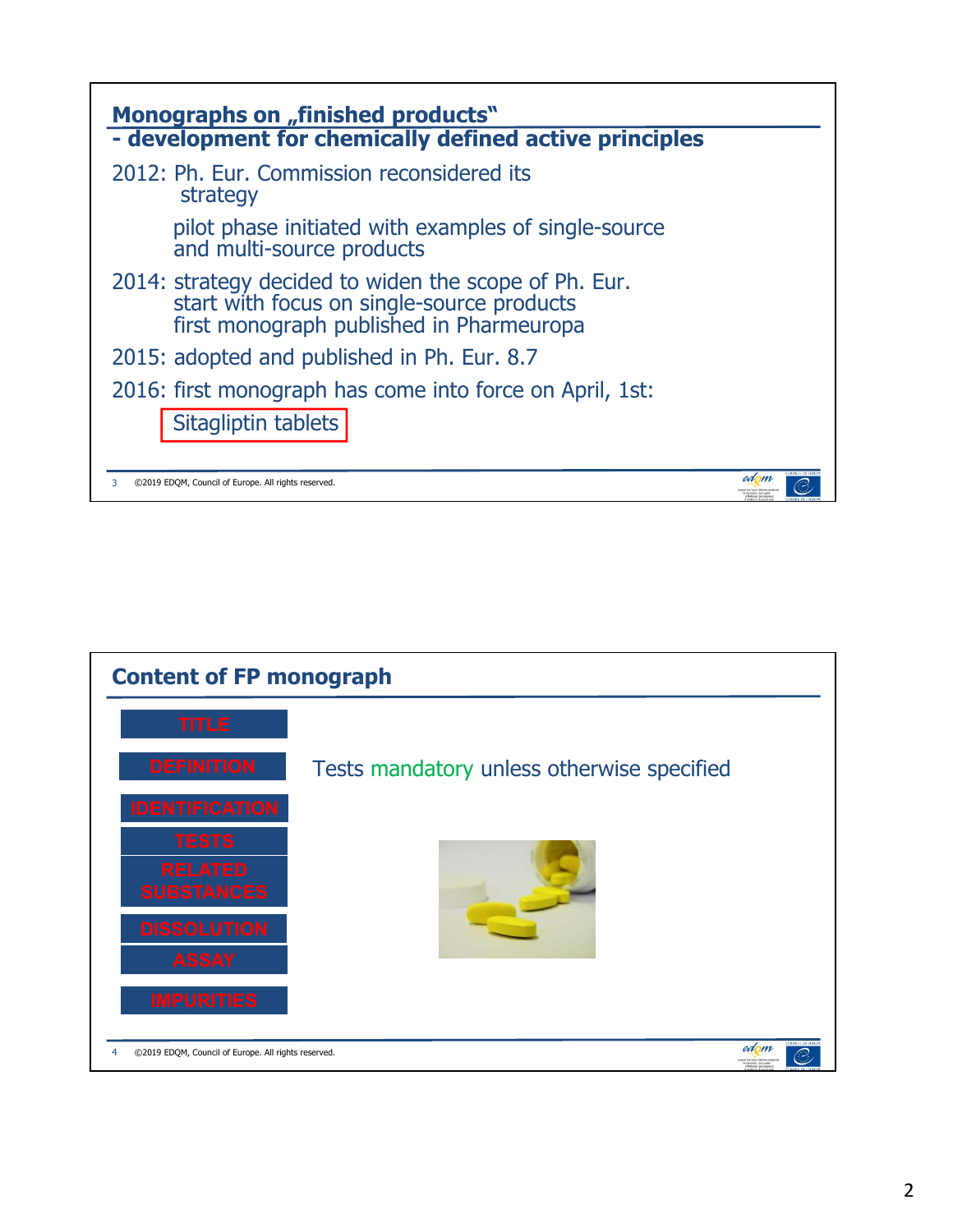## Monographs on „finished products“ - development for chemically defined active principles

2012: Ph. Eur. Commission reconsidered its strategy

pilot phase initiated with examples of single-source and multi-source products

2014: strategy decided to widen the scope of Ph. Eur.
start with focus on single-source products
first monograph published in Pharmeuropa

2015: adopted and published in Ph. Eur. 8.7

2016: first monograph has come into force on April, 1st:

Sitagliptin tablets

©2019 EDQM, Council of Europe. All rights reserved.

## Content of FP monograph

- TITLE
- DEFINITION
- IDENTIFICATION
- TESTS
- RELATED SUBSTANCES
- DISSOLUTION
- ASSAY
- IMPURITIES

Tests mandatory unless otherwise specified

©2019 EDQM, Council of Europe. All rights reserved.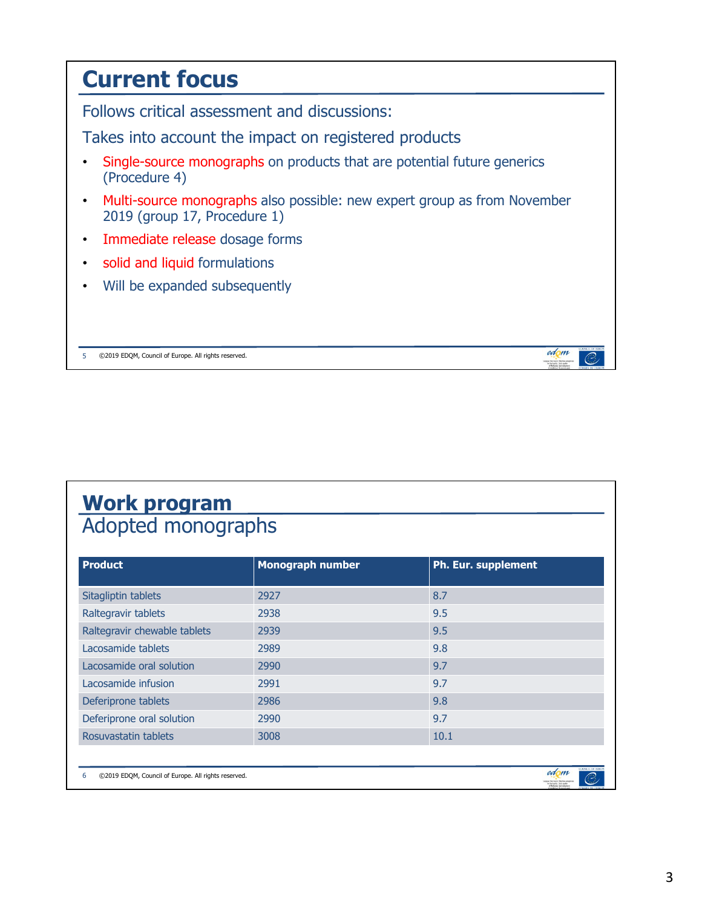# Current focus

Follows critical assessment and discussions:

Takes into account the impact on registered products

- Single-source monographs on products that are potential future generics (Procedure 4)
- Multi-source monographs also possible: new expert group as from November 2019 (group 17, Procedure 1)
- Immediate release dosage forms
- solid and liquid formulations
- Will be expanded subsequently

©2019 EDQM, Council of Europe. All rights reserved.

# Work program

## Adopted monographs

| Product | Monograph number | Ph. Eur. supplement |
|---|---|---|
| Sitagliptin tablets | 2927 | 8.7 |
| Raltegravir tablets | 2938 | 9.5 |
| Raltegravir chewable tablets | 2939 | 9.5 |
| Lacosamide tablets | 2989 | 9.8 |
| Lacosamide oral solution | 2990 | 9.7 |
| Lacosamide infusion | 2991 | 9.7 |
| Deferiprone tablets | 2986 | 9.8 |
| Deferiprone oral solution | 2990 | 9.7 |
| Rosuvastatin tablets | 3008 | 10.1 |

©2019 EDQM, Council of Europe. All rights reserved.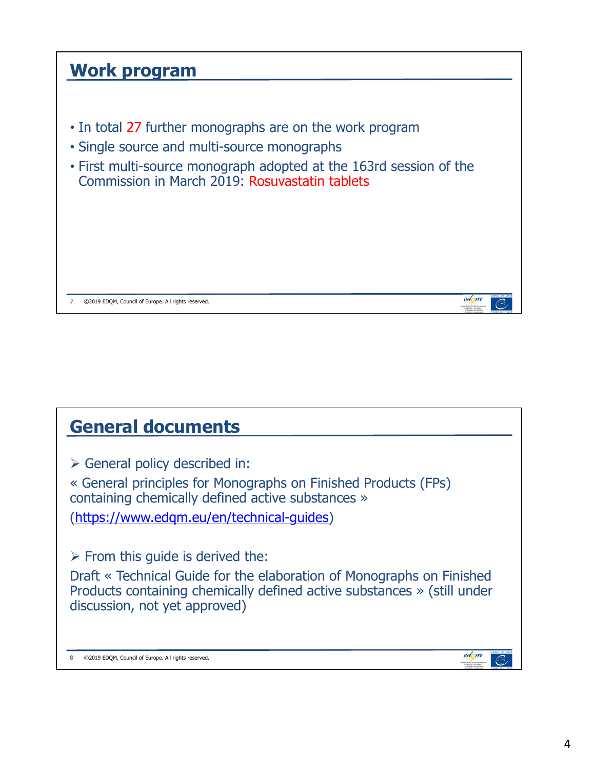## Work program

- In total 27 further monographs are on the work program
- Single source and multi-source monographs
- First multi-source monograph adopted at the 163rd session of the Commission in March 2019: Rosuvastatin tablets

## General documents

➢ General policy described in:

« General principles for Monographs on Finished Products (FPs) containing chemically defined active substances »

(https://www.edqm.eu/en/technical-guides)

➢ From this guide is derived the:

Draft « Technical Guide for the elaboration of Monographs on Finished Products containing chemically defined active substances » (still under discussion, not yet approved)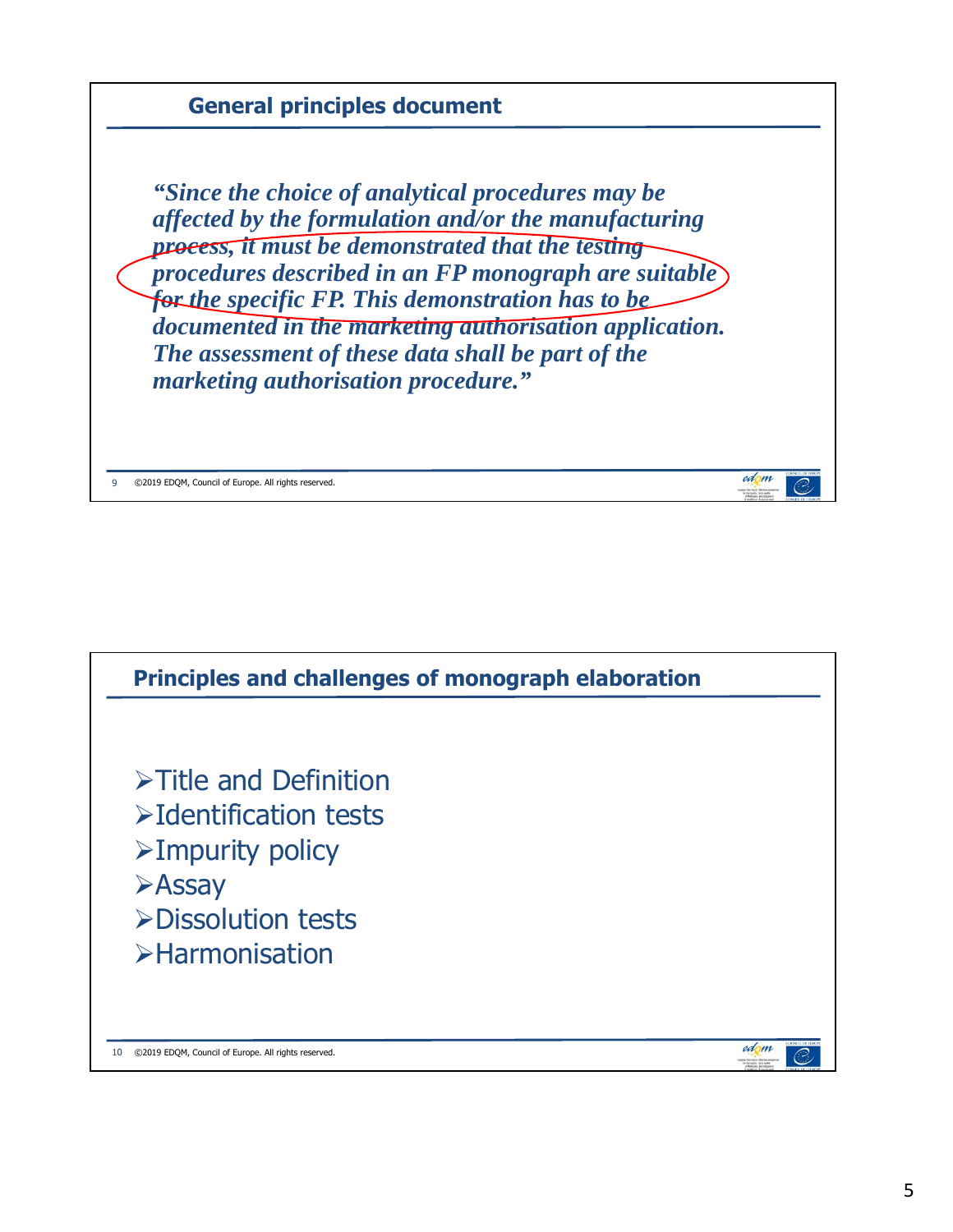## General principles document

*"Since the choice of analytical procedures may be affected by the formulation and/or the manufacturing process, it must be demonstrated that the testing procedures described in an FP monograph are suitable for the specific FP. This demonstration has to be documented in the marketing authorisation application. The assessment of these data shall be part of the marketing authorisation procedure."*

©2019 EDQM, Council of Europe. All rights reserved.

## Principles and challenges of monograph elaboration

- Title and Definition
- Identification tests
- Impurity policy
- Assay
- Dissolution tests
- Harmonisation

©2019 EDQM, Council of Europe. All rights reserved.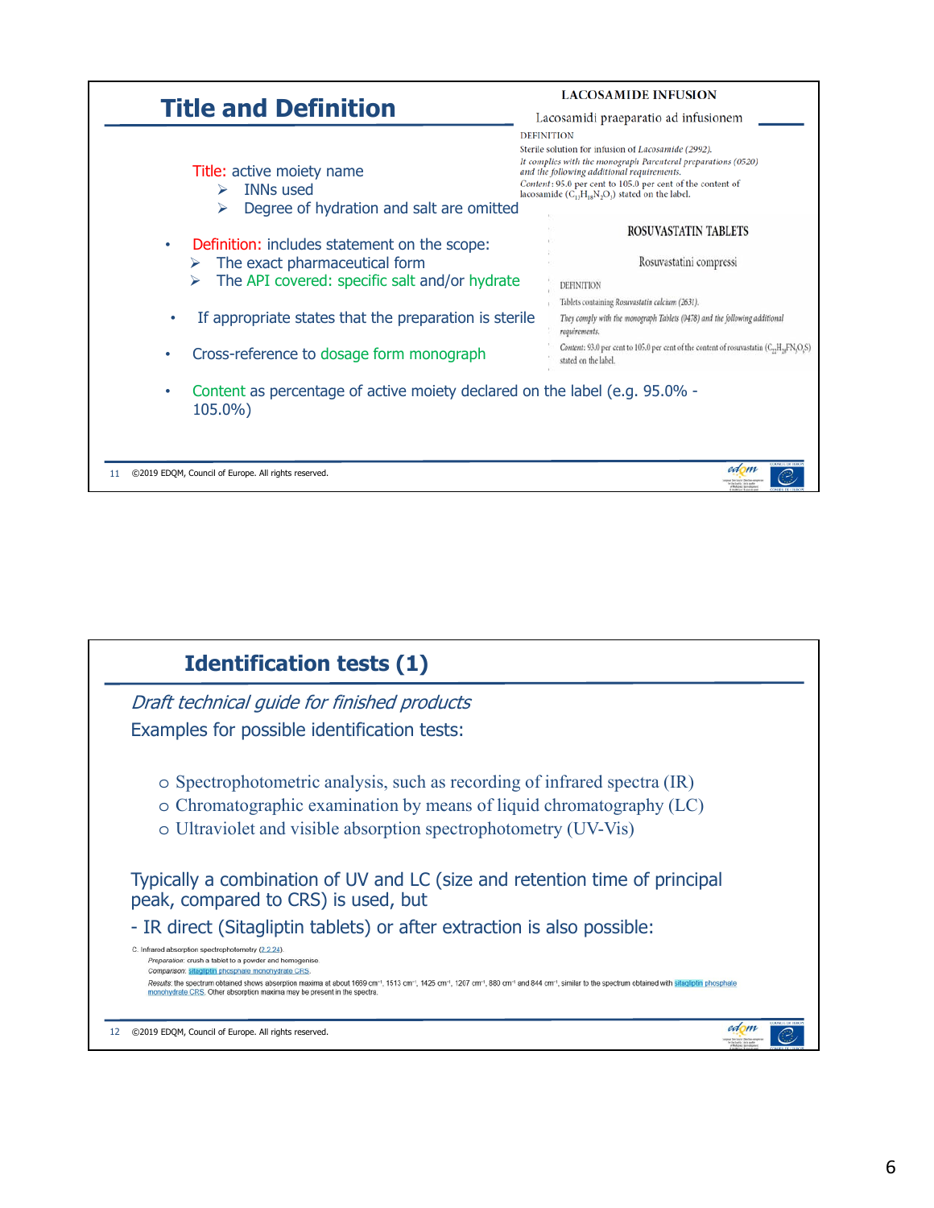## Title and Definition

Title: active moiety name
- INNs used
- Degree of hydration and salt are omitted

- Definition: includes statement on the scope:
  - The exact pharmaceutical form
  - The API covered: specific salt and/or hydrate
- If appropriate states that the preparation is sterile
- Cross-reference to dosage form monograph
- Content as percentage of active moiety declared on the label (e.g. 95.0% - 105.0%)

**LACOSAMIDE INFUSION**

Lacosamidi praeparatio ad infusionem

DEFINITION

Sterile solution for infusion of *Lacosamide (2992)*.

*It complies with the monograph Parenteral preparations (0520) and the following additional requirements.*

*Content*: 95.0 per cent to 105.0 per cent of the content of lacosamide ($C_{13}H_{18}N_2O_3$) stated on the label.

**ROSUVASTATIN TABLETS**

Rosuvastatini compressi

DEFINITION

Tablets containing *Rosuvastatin calcium (2631)*.

*They comply with the monograph Tablets (0478) and the following additional requirements.*

*Content*: 93.0 per cent to 105.0 per cent of the content of rosuvastatin ($C_{22}H_{28}FN_3O_6S$) stated on the label.

11 ©2019 EDQM, Council of Europe. All rights reserved.

## Identification tests (1)

*Draft technical guide for finished products*

Examples for possible identification tests:

- Spectrophotometric analysis, such as recording of infrared spectra (IR)
- Chromatographic examination by means of liquid chromatography (LC)
- Ultraviolet and visible absorption spectrophotometry (UV-Vis)

Typically a combination of UV and LC (size and retention time of principal peak, compared to CRS) is used, but

- IR direct (Sitagliptin tablets) or after extraction is also possible:

C. Infrared absorption spectrophotometry (2.2.24).

*Preparation*: crush a tablet to a powder and homogenise.

*Comparison*: sitagliptin phosphate monohydrate CRS.

*Results*: the spectrum obtained shows absorption maxima at about 1669 cm$^{-1}$, 1513 cm$^{-1}$, 1425 cm$^{-1}$, 1207 cm$^{-1}$, 880 cm$^{-1}$ and 844 cm$^{-1}$, similar to the spectrum obtained with sitagliptin phosphate monohydrate CRS. Other absorption maxima may be present in the spectra.

12 ©2019 EDQM, Council of Europe. All rights reserved.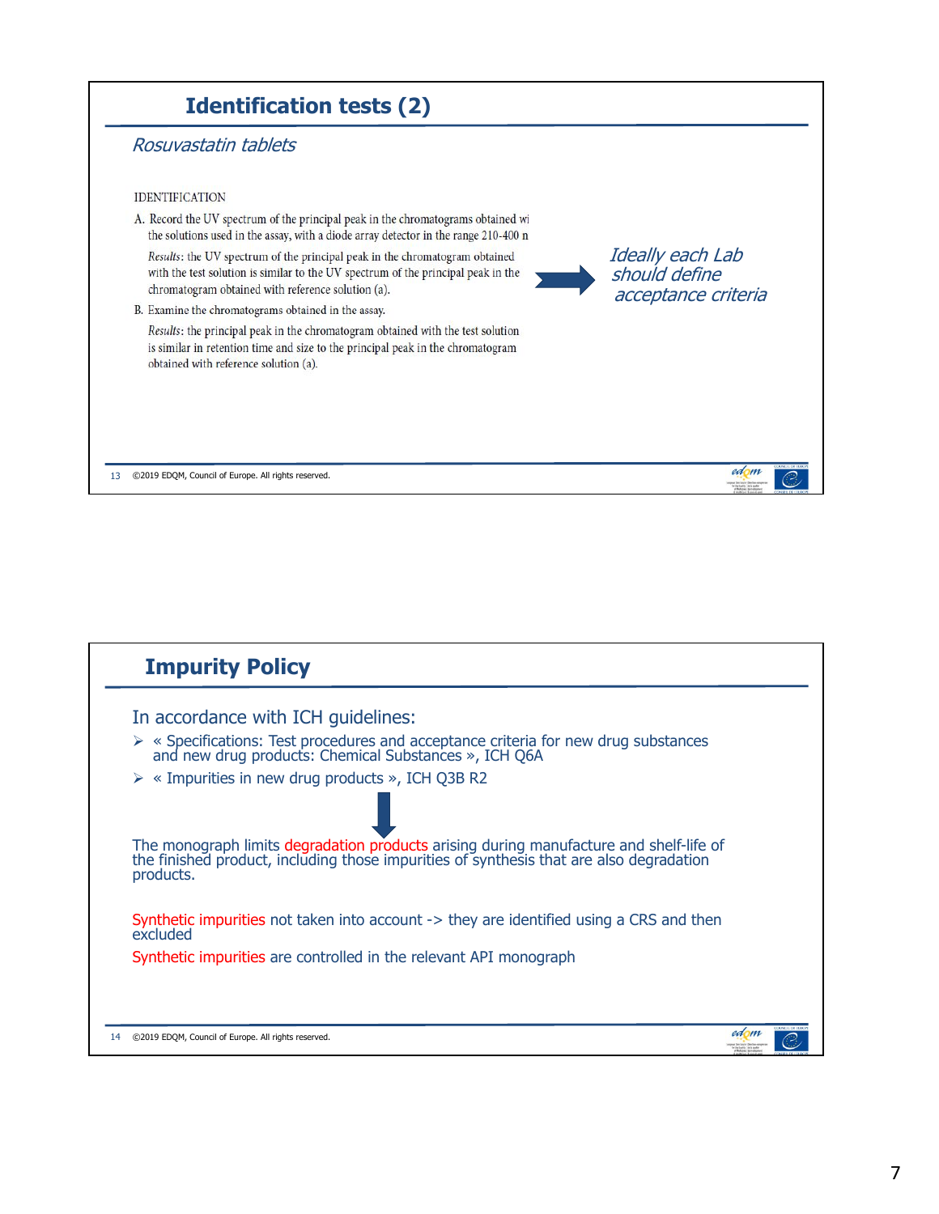## Identification tests (2)

*Rosuvastatin tablets*

IDENTIFICATION

A. Record the UV spectrum of the principal peak in the chromatograms obtained wi the solutions used in the assay, with a diode array detector in the range 210-400 n

*Results*: the UV spectrum of the principal peak in the chromatogram obtained with the test solution is similar to the UV spectrum of the principal peak in the chromatogram obtained with reference solution (a).

B. Examine the chromatograms obtained in the assay.

*Results*: the principal peak in the chromatogram obtained with the test solution is similar in retention time and size to the principal peak in the chromatogram obtained with reference solution (a).

*Ideally each Lab should define acceptance criteria*

©2019 EDQM, Council of Europe. All rights reserved.

## Impurity Policy

In accordance with ICH guidelines:

- « Specifications: Test procedures and acceptance criteria for new drug substances and new drug products: Chemical Substances », ICH Q6A
- « Impurities in new drug products », ICH Q3B R2

The monograph limits degradation products arising during manufacture and shelf-life of the finished product, including those impurities of synthesis that are also degradation products.

Synthetic impurities not taken into account -> they are identified using a CRS and then excluded

Synthetic impurities are controlled in the relevant API monograph

©2019 EDQM, Council of Europe. All rights reserved.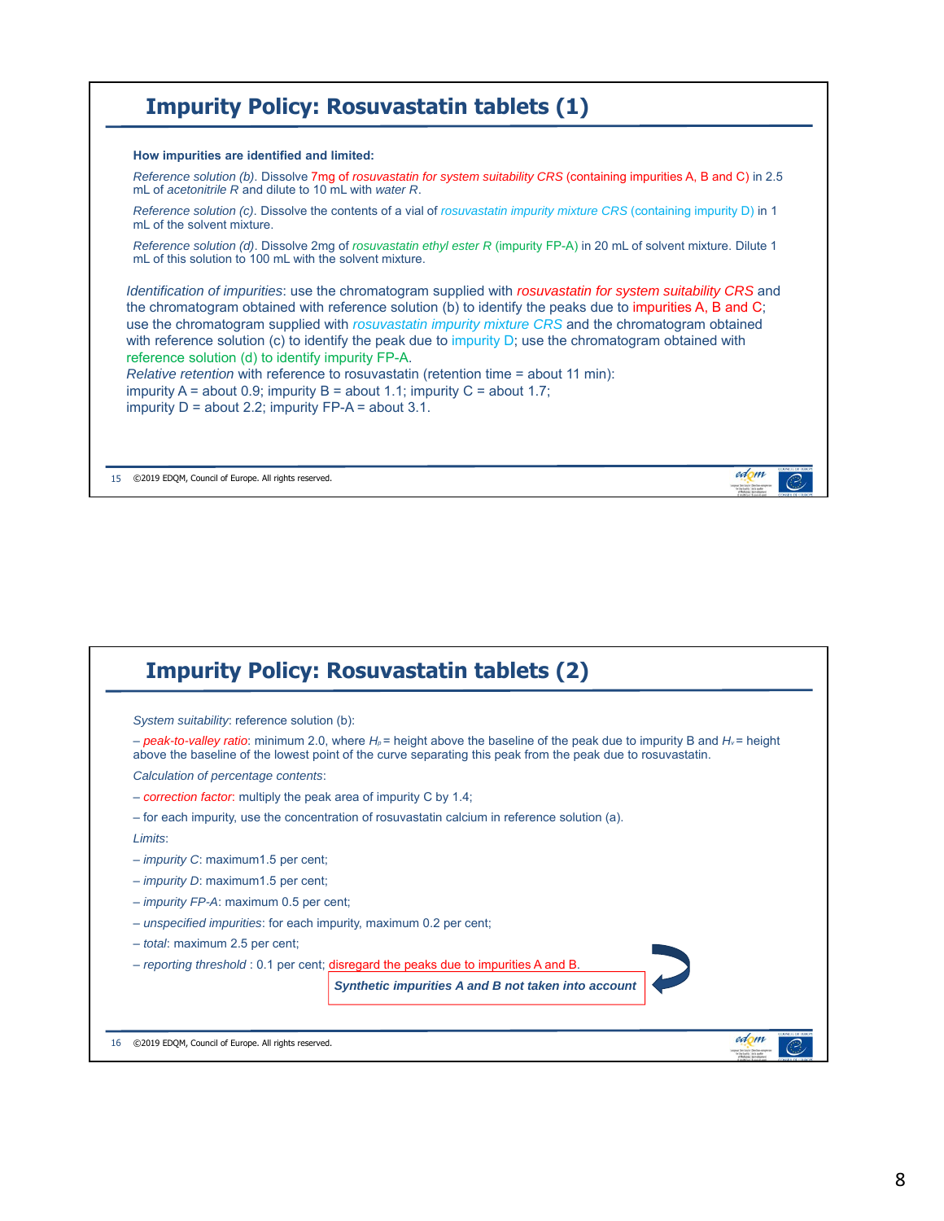## Impurity Policy: Rosuvastatin tablets (1)

**How impurities are identified and limited:**

*Reference solution (b).* Dissolve 7mg of *rosuvastatin for system suitability CRS* (containing impurities A, B and C) in 2.5 mL of *acetonitrile R* and dilute to 10 mL with *water R*.

*Reference solution (c).* Dissolve the contents of a vial of *rosuvastatin impurity mixture CRS* (containing impurity D) in 1 mL of the solvent mixture.

*Reference solution (d).* Dissolve 2mg of *rosuvastatin ethyl ester R* (impurity FP-A) in 20 mL of solvent mixture. Dilute 1 mL of this solution to 100 mL with the solvent mixture.

*Identification of impurities*: use the chromatogram supplied with *rosuvastatin for system suitability CRS* and the chromatogram obtained with reference solution (b) to identify the peaks due to impurities A, B and C; use the chromatogram supplied with *rosuvastatin impurity mixture CRS* and the chromatogram obtained with reference solution (c) to identify the peak due to impurity D; use the chromatogram obtained with reference solution (d) to identify impurity FP-A.
*Relative retention* with reference to rosuvastatin (retention time = about 11 min): impurity A = about 0.9; impurity B = about 1.1; impurity C = about 1.7; impurity D = about 2.2; impurity FP-A = about 3.1.

## Impurity Policy: Rosuvastatin tablets (2)

*System suitability*: reference solution (b):

– *peak-to-valley ratio*: minimum 2.0, where $H_p$ = height above the baseline of the peak due to impurity B and $H_v$ = height above the baseline of the lowest point of the curve separating this peak from the peak due to rosuvastatin.

*Calculation of percentage contents*:

– *correction factor*: multiply the peak area of impurity C by 1.4;

– for each impurity, use the concentration of rosuvastatin calcium in reference solution (a).

*Limits*:

– *impurity C*: maximum1.5 per cent;

– *impurity D*: maximum1.5 per cent;

– *impurity FP-A*: maximum 0.5 per cent;

– *unspecified impurities*: for each impurity, maximum 0.2 per cent;

– *total*: maximum 2.5 per cent;

– *reporting threshold* : 0.1 per cent; disregard the peaks due to impurities A and B.

***Synthetic impurities A and B not taken into account***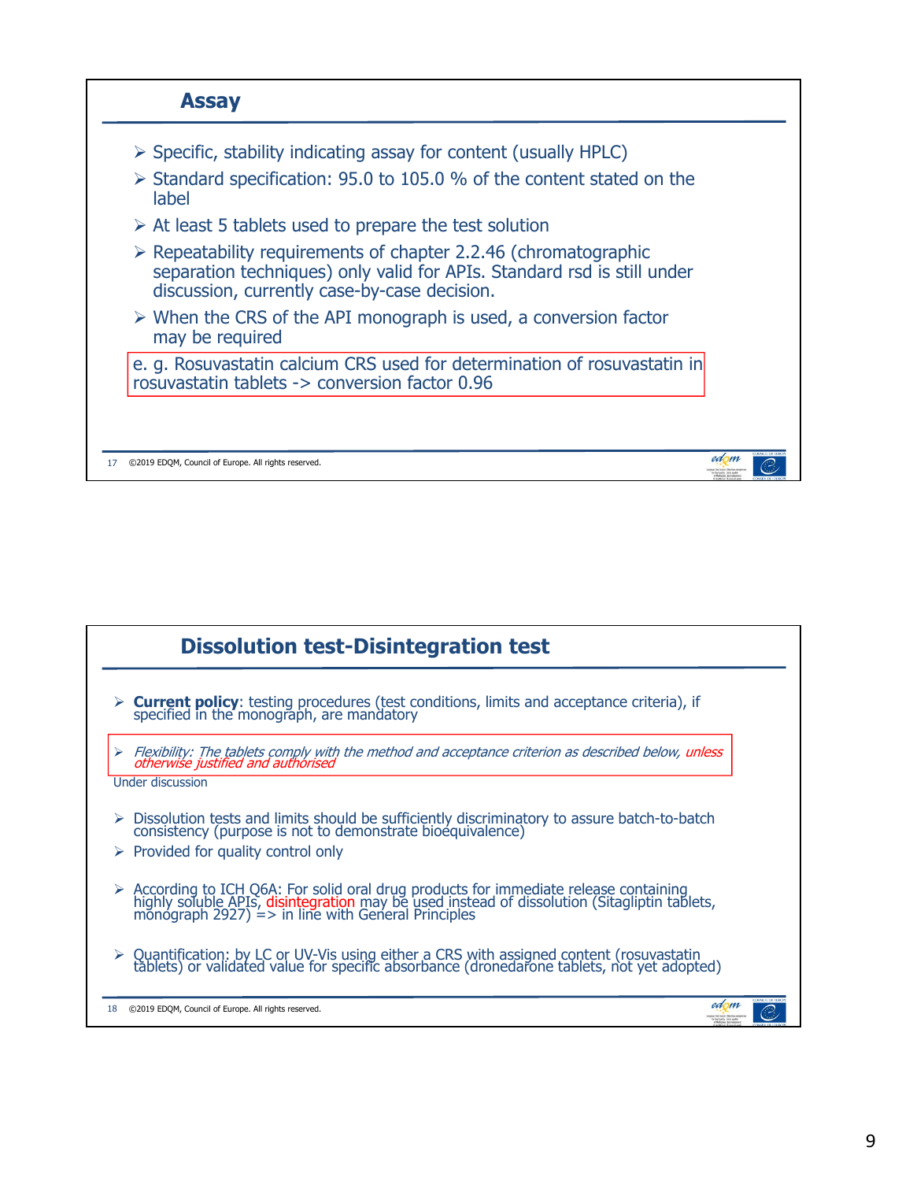## Assay

- Specific, stability indicating assay for content (usually HPLC)
- Standard specification: 95.0 to 105.0 % of the content stated on the label
- At least 5 tablets used to prepare the test solution
- Repeatability requirements of chapter 2.2.46 (chromatographic separation techniques) only valid for APIs. Standard rsd is still under discussion, currently case-by-case decision.
- When the CRS of the API monograph is used, a conversion factor may be required

e. g. Rosuvastatin calcium CRS used for determination of rosuvastatin in rosuvastatin tablets -> conversion factor 0.96

17 ©2019 EDQM, Council of Europe. All rights reserved.

## Dissolution test-Disintegration test

- **Current policy**: testing procedures (test conditions, limits and acceptance criteria), if specified in the monograph, are mandatory
- *Flexibility: The tablets comply with the method and acceptance criterion as described below, unless otherwise justified and authorised*

Under discussion

- Dissolution tests and limits should be sufficiently discriminatory to assure batch-to-batch consistency (purpose is not to demonstrate bioequivalence)
- Provided for quality control only
- According to ICH Q6A: For solid oral drug products for immediate release containing highly soluble APIs, disintegration may be used instead of dissolution (Sitagliptin tablets, monograph 2927) => in line with General Principles
- Quantification: by LC or UV-Vis using either a CRS with assigned content (rosuvastatin tablets) or validated value for specific absorbance (dronedarone tablets, not yet adopted)

18 ©2019 EDQM, Council of Europe. All rights reserved.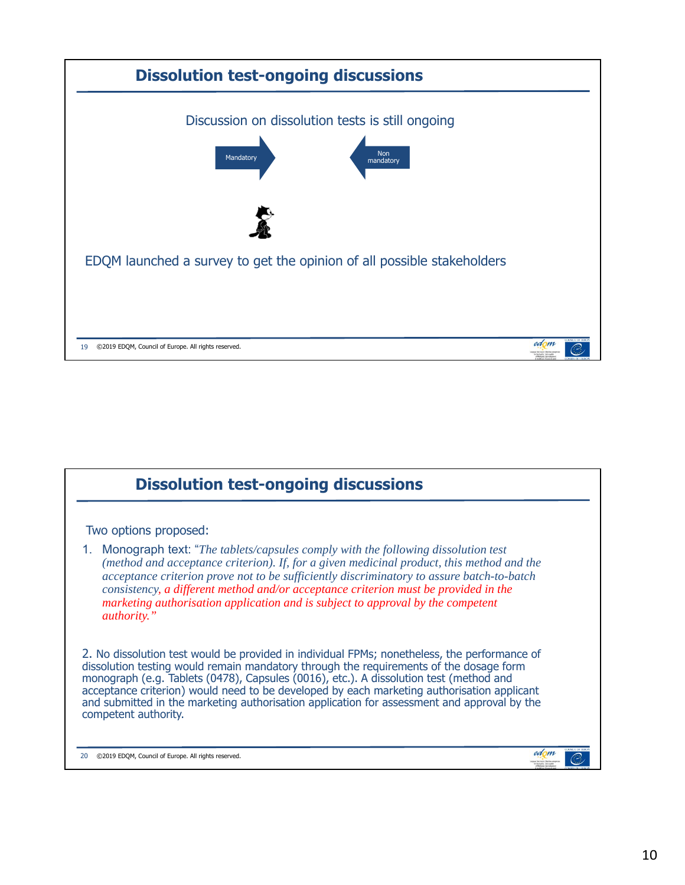## Dissolution test-ongoing discussions

Discussion on dissolution tests is still ongoing

Mandatory

Non mandatory

EDQM launched a survey to get the opinion of all possible stakeholders

## Dissolution test-ongoing discussions

Two options proposed:

1. Monograph text: "*The tablets/capsules comply with the following dissolution test (method and acceptance criterion). If, for a given medicinal product, this method and the acceptance criterion prove not to be sufficiently discriminatory to assure batch-to-batch consistency, a different method and/or acceptance criterion must be provided in the marketing authorisation application and is subject to approval by the competent authority.*"

2. No dissolution test would be provided in individual FPMs; nonetheless, the performance of dissolution testing would remain mandatory through the requirements of the dosage form monograph (e.g. Tablets (0478), Capsules (0016), etc.). A dissolution test (method and acceptance criterion) would need to be developed by each marketing authorisation applicant and submitted in the marketing authorisation application for assessment and approval by the competent authority.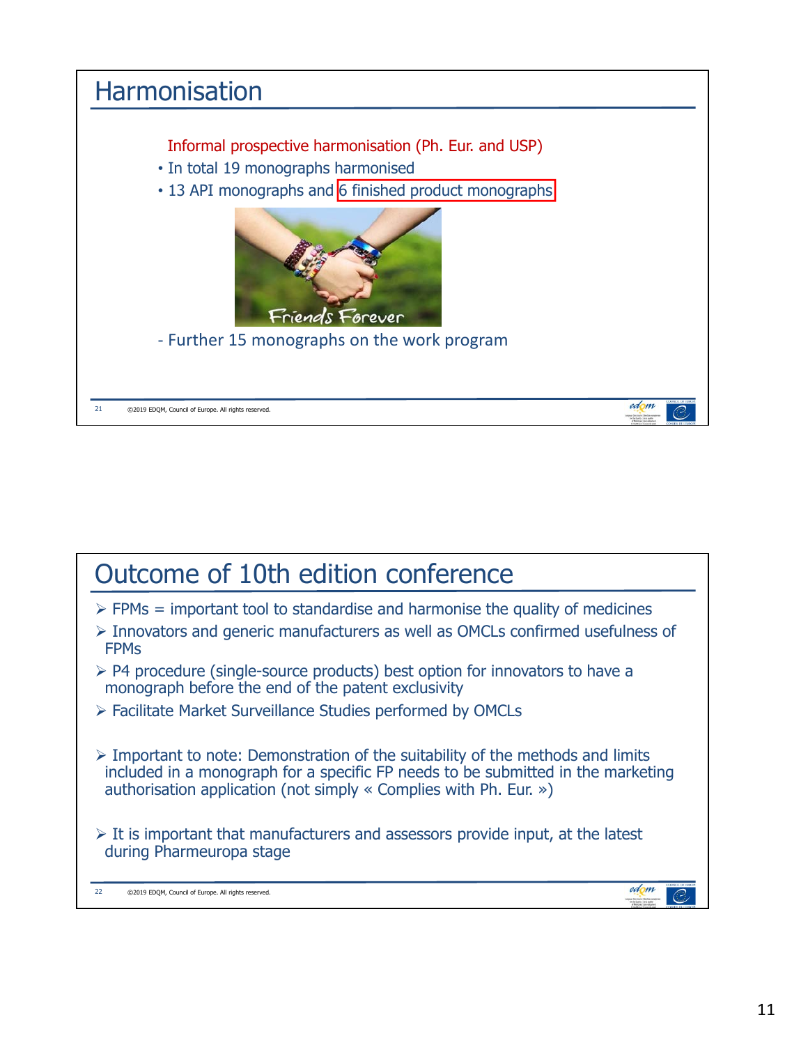## Harmonisation

Informal prospective harmonisation (Ph. Eur. and USP)

- In total 19 monographs harmonised
- 13 API monographs and 6 finished product monographs

Friends Forever

- Further 15 monographs on the work program

©2019 EDQM, Council of Europe. All rights reserved.

## Outcome of 10th edition conference

- FPMs = important tool to standardise and harmonise the quality of medicines
- Innovators and generic manufacturers as well as OMCLs confirmed usefulness of FPMs
- P4 procedure (single-source products) best option for innovators to have a monograph before the end of the patent exclusivity
- Facilitate Market Surveillance Studies performed by OMCLs

- Important to note: Demonstration of the suitability of the methods and limits included in a monograph for a specific FP needs to be submitted in the marketing authorisation application (not simply « Complies with Ph. Eur. »)

- It is important that manufacturers and assessors provide input, at the latest during Pharmeuropa stage

©2019 EDQM, Council of Europe. All rights reserved.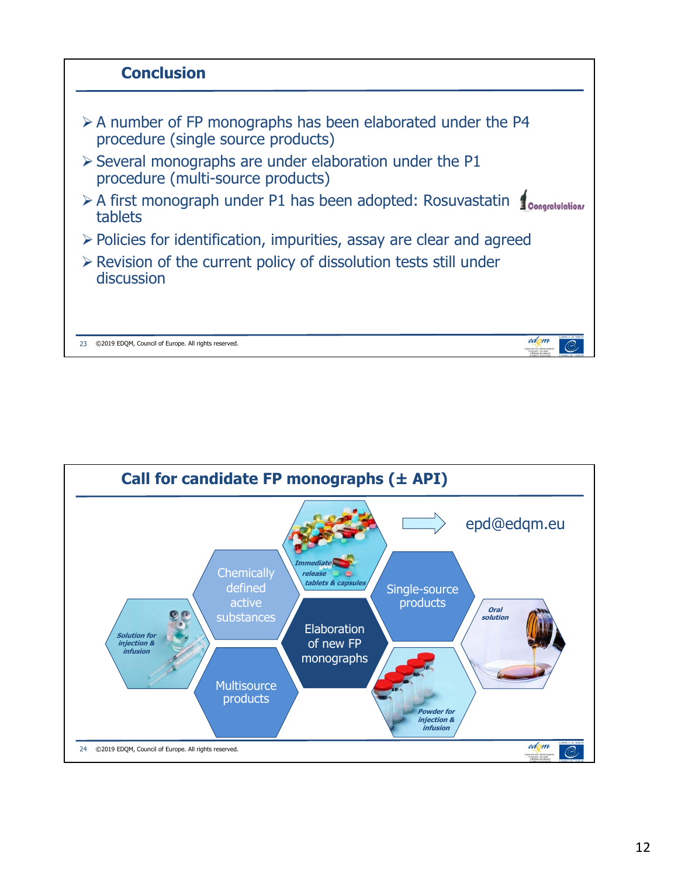## Conclusion

- A number of FP monographs has been elaborated under the P4 procedure (single source products)
- Several monographs are under elaboration under the P1 procedure (multi-source products)
- A first monograph under P1 has been adopted: Rosuvastatin tablets — Congratulations
- Policies for identification, impurities, assay are clear and agreed
- Revision of the current policy of dissolution tests still under discussion

©2019 EDQM, Council of Europe. All rights reserved.

## Call for candidate FP monographs (± API)

→ epd@edqm.eu

- Elaboration of new FP monographs
- Chemically defined active substances
- Single-source products
- Multisource products
- *Immediate release tablets & capsules*
- *Oral solution*
- *Solution for injection & infusion*
- *Powder for injection & infusion*

©2019 EDQM, Council of Europe. All rights reserved.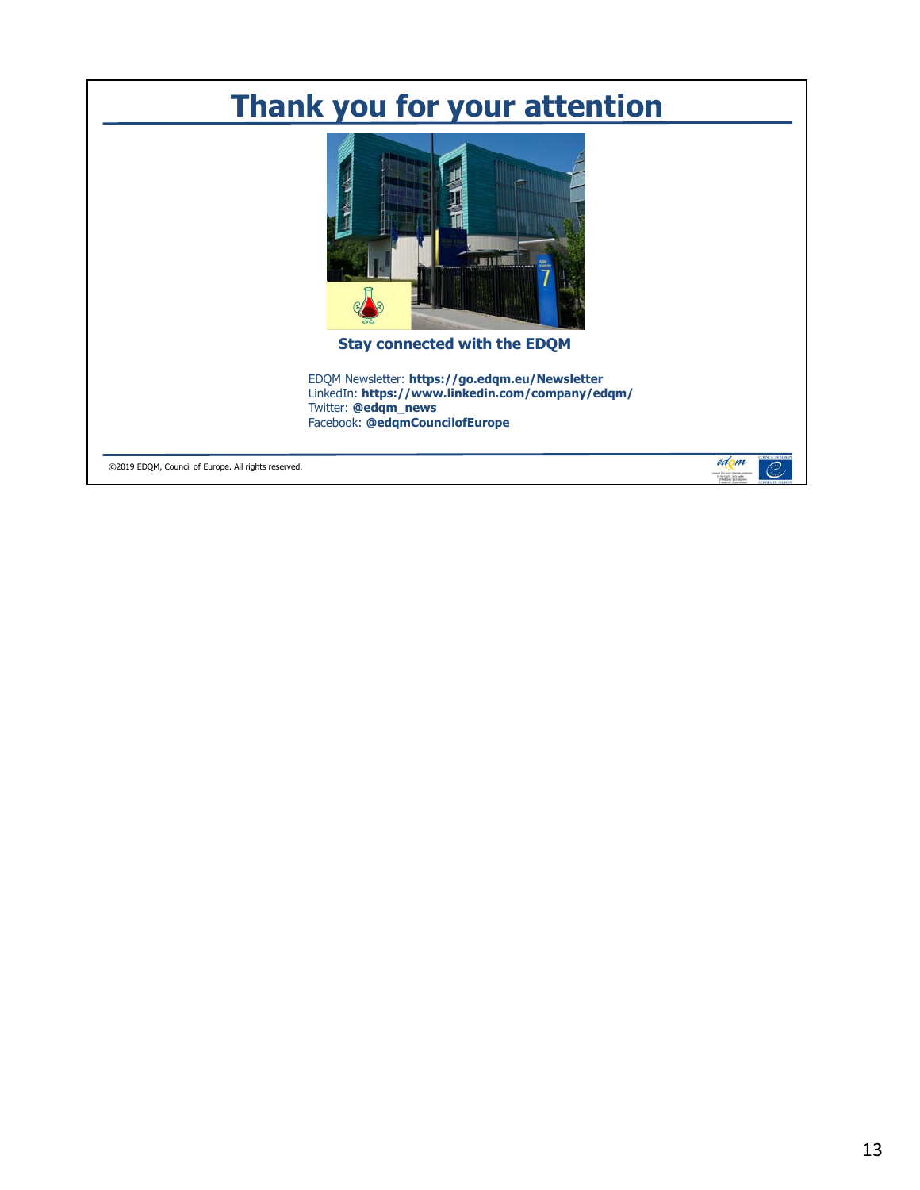# Thank you for your attention

**Stay connected with the EDQM**

EDQM Newsletter: **https://go.edqm.eu/Newsletter**
LinkedIn: **https://www.linkedin.com/company/edqm/**
Twitter: **@edqm_news**
Facebook: **@edqmCouncilofEurope**

©2019 EDQM, Council of Europe. All rights reserved.